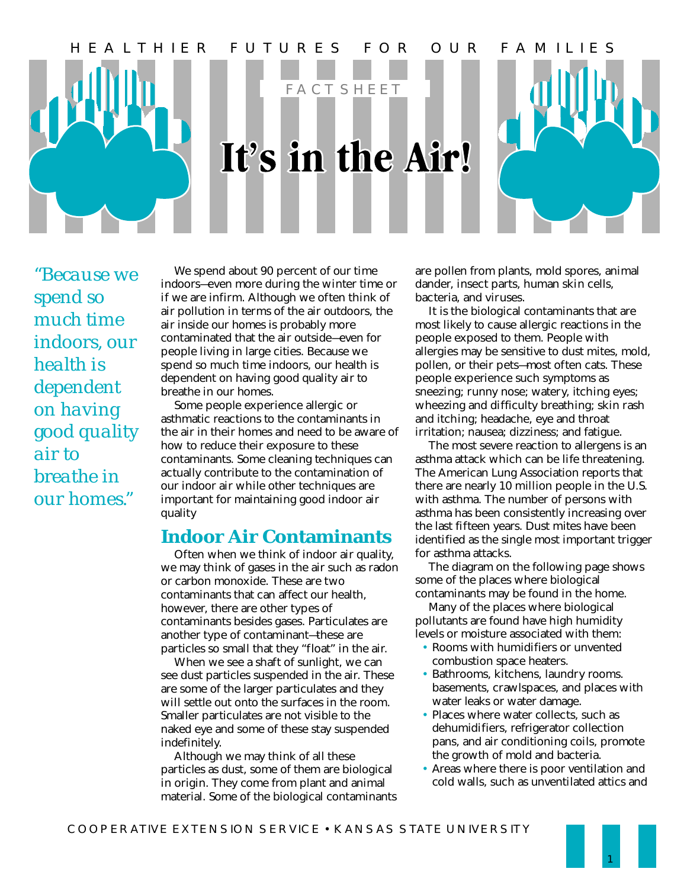HEALTHIER FUTURES FOR OUR FAMILIES

FACT SHEET

# It's in the Air!

*"Because we spend so much time indoors, our health is dependent on having good quality air to breathe in our homes."*

We spend about 90 percent of our time indoors—even more during the winter time or if we are infirm. Although we often think of air pollution in terms of the air outdoors, the air inside our homes is probably more contaminated that the air outside—even for people living in large cities. Because we spend so much time indoors, our health is dependent on having good quality air to breathe in our homes.

Some people experience allergic or asthmatic reactions to the contaminants in the air in their homes and need to be aware of how to reduce their exposure to these contaminants. Some cleaning techniques can actually contribute to the contamination of our indoor air while other techniques are important for maintaining good indoor air quality

## Indoor Air Contaminants

Often when we think of indoor air quality, we may think of gases in the air such as radon or carbon monoxide. These are two contaminants that can affect our health, however, there are other types of contaminants besides gases. Particulates are another type of contaminant—these are particles so small that they "float" in the air.

When we see a shaft of sunlight, we can see dust particles suspended in the air. These are some of the larger particulates and they will settle out onto the surfaces in the room. Smaller particulates are not visible to the naked eye and some of these stay suspended indefinitely.

Although we may think of all these particles as dust, some of them are biological in origin. They come from plant and animal material. Some of the biological contaminants are pollen from plants, mold spores, animal dander, insect parts, human skin cells, bacteria, and viruses.

It is the biological contaminants that are most likely to cause allergic reactions in the people exposed to them. People with allergies may be sensitive to dust mites, mold, pollen, or their pets—most often cats. These people experience such symptoms as sneezing; runny nose; watery, itching eyes; wheezing and difficulty breathing; skin rash and itching; headache, eye and throat irritation; nausea; dizziness; and fatigue.

The most severe reaction to allergens is an asthma attack which can be life threatening. The American Lung Association reports that there are nearly 10 million people in the U.S. with asthma. The number of persons with asthma has been consistently increasing over the last fifteen years. Dust mites have been identified as the single most important trigger for asthma attacks.

The diagram on the following page shows some of the places where biological contaminants may be found in the home.

Many of the places where biological pollutants are found have high humidity levels or moisture associated with them:

- Rooms with humidifiers or unvented combustion space heaters.
- Bathrooms, kitchens, laundry rooms. basements, crawlspaces, and places with water leaks or water damage.
- Places where water collects, such as dehumidifiers, refrigerator collection pans, and air conditioning coils, promote the growth of mold and bacteria.
- Areas where there is poor ventilation and cold walls, such as unventilated attics and

COOPERATIVE EXTENSION SERVICE • KANSAS STATE UNIVERSITY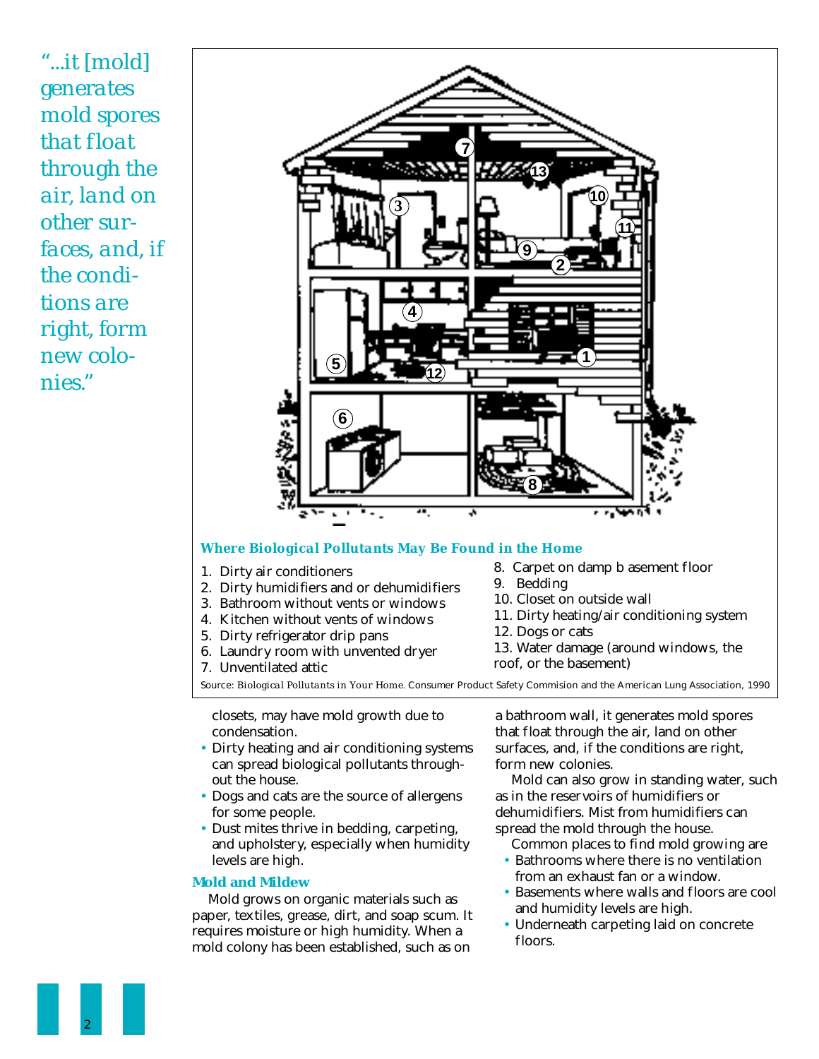*"...it [mold] generates mold spores that float through the air, land on other surfaces, and, if the conditions are right, form new colonies."*

***Where Biological Pollutants May Be Found in the Home***

1. Dirty air conditioners
2. Dirty humidifiers and or dehumidifiers
3. Bathroom without vents or windows
4. Kitchen without vents of windows
5. Dirty refrigerator drip pans
6. Laundry room with unvented dryer
7. Unventilated attic
8. Carpet on damp b asement floor
9. Bedding
10. Closet on outside wall
11. Dirty heating/air conditioning system
12. Dogs or cats
13. Water damage (around windows, the roof, or the basement)

Source: *Biological Pollutants in Your Home*. Consumer Product Safety Commision and the American Lung Association, 1990

closets, may have mold growth due to condensation.

- Dirty heating and air conditioning systems can spread biological pollutants throughout the house.
- Dogs and cats are the source of allergens for some people.
- Dust mites thrive in bedding, carpeting, and upholstery, especially when humidity levels are high.

### Mold and Mildew

Mold grows on organic materials such as paper, textiles, grease, dirt, and soap scum. It requires moisture or high humidity. When a mold colony has been established, such as on a bathroom wall, it generates mold spores that float through the air, land on other surfaces, and, if the conditions are right, form new colonies.

Mold can also grow in standing water, such as in the reservoirs of humidifiers or dehumidifiers. Mist from humidifiers can spread the mold through the house.

Common places to find mold growing are

- Bathrooms where there is no ventilation from an exhaust fan or a window.
- Basements where walls and floors are cool and humidity levels are high.
- Underneath carpeting laid on concrete floors.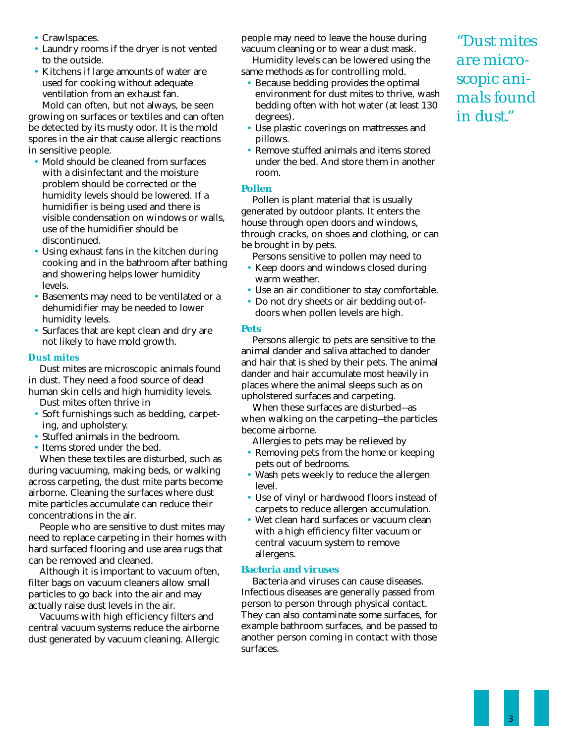- Crawlspaces.
- Laundry rooms if the dryer is not vented to the outside.
- Kitchens if large amounts of water are used for cooking without adequate ventilation from an exhaust fan.

Mold can often, but not always, be seen growing on surfaces or textiles and can often be detected by its musty odor. It is the mold spores in the air that cause allergic reactions in sensitive people.

- Mold should be cleaned from surfaces with a disinfectant and the moisture problem should be corrected or the humidity levels should be lowered. If a humidifier is being used and there is visible condensation on windows or walls, use of the humidifier should be discontinued.
- Using exhaust fans in the kitchen during cooking and in the bathroom after bathing and showering helps lower humidity levels.
- Basements may need to be ventilated or a dehumidifier may be needed to lower humidity levels.
- Surfaces that are kept clean and dry are not likely to have mold growth.

### Dust mites

Dust mites are microscopic animals found in dust. They need a food source of dead human skin cells and high humidity levels.

Dust mites often thrive in

- Soft furnishings such as bedding, carpeting, and upholstery.
- Stuffed animals in the bedroom.
- Items stored under the bed.

When these textiles are disturbed, such as during vacuuming, making beds, or walking across carpeting, the dust mite parts become airborne. Cleaning the surfaces where dust mite particles accumulate can reduce their concentrations in the air.

People who are sensitive to dust mites may need to replace carpeting in their homes with hard surfaced flooring and use area rugs that can be removed and cleaned.

Although it is important to vacuum often, filter bags on vacuum cleaners allow small particles to go back into the air and may actually raise dust levels in the air.

Vacuums with high efficiency filters and central vacuum systems reduce the airborne dust generated by vacuum cleaning. Allergic people may need to leave the house during vacuum cleaning or to wear a dust mask.

Humidity levels can be lowered using the same methods as for controlling mold.

- Because bedding provides the optimal environment for dust mites to thrive, wash bedding often with hot water (at least 130 degrees).
- Use plastic coverings on mattresses and pillows.
- Remove stuffed animals and items stored under the bed. And store them in another room.

### Pollen

Pollen is plant material that is usually generated by outdoor plants. It enters the house through open doors and windows, through cracks, on shoes and clothing, or can be brought in by pets.

Persons sensitive to pollen may need to

- Keep doors and windows closed during warm weather.
- Use an air conditioner to stay comfortable.
- Do not dry sheets or air bedding out-of-doors when pollen levels are high.

### Pets

Persons allergic to pets are sensitive to the animal dander and saliva attached to dander and hair that is shed by their pets. The animal dander and hair accumulate most heavily in places where the animal sleeps such as on upholstered surfaces and carpeting.

When these surfaces are disturbed—as when walking on the carpeting—the particles become airborne.

Allergies to pets may be relieved by

- Removing pets from the home or keeping pets out of bedrooms.
- Wash pets weekly to reduce the allergen level.
- Use of vinyl or hardwood floors instead of carpets to reduce allergen accumulation.
- Wet clean hard surfaces or vacuum clean with a high efficiency filter vacuum or central vacuum system to remove allergens.

### Bacteria and viruses

Bacteria and viruses can cause diseases. Infectious diseases are generally passed from person to person through physical contact. They can also contaminate some surfaces, for example bathroom surfaces, and be passed to another person coming in contact with those surfaces.

*"Dust mites are microscopic animals found in dust."*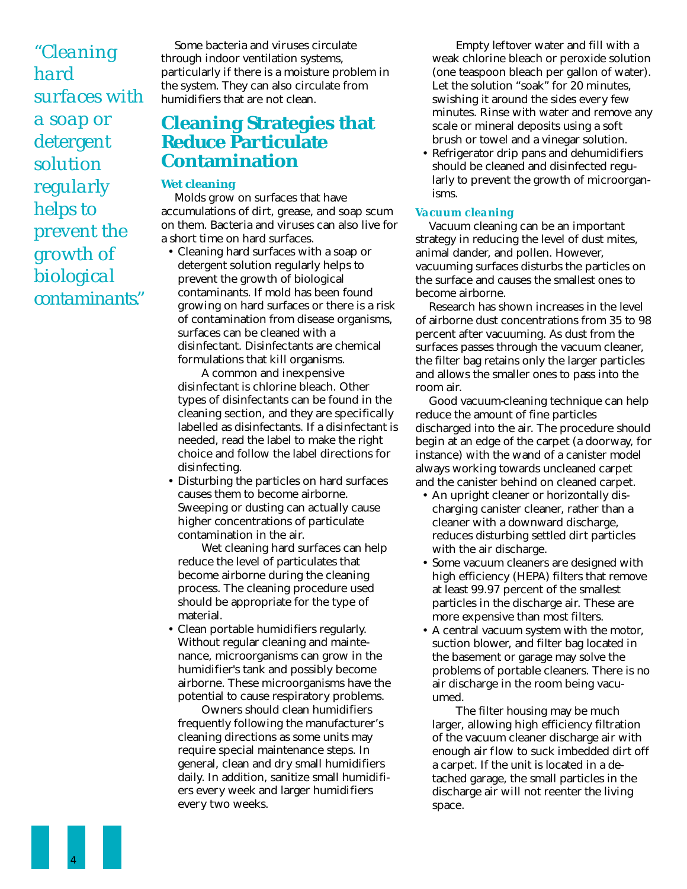*"Cleaning hard surfaces with a soap or detergent solution regularly helps to prevent the growth of biological contaminants."*

Some bacteria and viruses circulate through indoor ventilation systems, particularly if there is a moisture problem in the system. They can also circulate from humidifiers that are not clean.

## Cleaning Strategies that Reduce Particulate Contamination

### *Wet cleaning*

Molds grow on surfaces that have accumulations of dirt, grease, and soap scum on them. Bacteria and viruses can also live for a short time on hard surfaces.

- Cleaning hard surfaces with a soap or detergent solution regularly helps to prevent the growth of biological contaminants. If mold has been found growing on hard surfaces or there is a risk of contamination from disease organisms, surfaces can be cleaned with a disinfectant. Disinfectants are chemical formulations that kill organisms.

  A common and inexpensive disinfectant is chlorine bleach. Other types of disinfectants can be found in the cleaning section, and they are specifically labelled as disinfectants. If a disinfectant is needed, read the label to make the right choice and follow the label directions for disinfecting.
- Disturbing the particles on hard surfaces causes them to become airborne. Sweeping or dusting can actually cause higher concentrations of particulate contamination in the air.

  Wet cleaning hard surfaces can help reduce the level of particulates that become airborne during the cleaning process. The cleaning procedure used should be appropriate for the type of material.
- Clean portable humidifiers regularly. Without regular cleaning and maintenance, microorganisms can grow in the humidifier's tank and possibly become airborne. These microorganisms have the potential to cause respiratory problems.

  Owners should clean humidifiers frequently following the manufacturer's cleaning directions as some units may require special maintenance steps. In general, clean and dry small humidifiers daily. In addition, sanitize small humidifiers every week and larger humidifiers every two weeks.

  Empty leftover water and fill with a weak chlorine bleach or peroxide solution (one teaspoon bleach per gallon of water). Let the solution "soak" for 20 minutes, swishing it around the sides every few minutes. Rinse with water and remove any scale or mineral deposits using a soft brush or towel and a vinegar solution.
- Refrigerator drip pans and dehumidifiers should be cleaned and disinfected regularly to prevent the growth of microorganisms.

### *Vacuum cleaning*

Vacuum cleaning can be an important strategy in reducing the level of dust mites, animal dander, and pollen. However, vacuuming surfaces disturbs the particles on the surface and causes the smallest ones to become airborne.

Research has shown increases in the level of airborne dust concentrations from 35 to 98 percent after vacuuming. As dust from the surfaces passes through the vacuum cleaner, the filter bag retains only the larger particles and allows the smaller ones to pass into the room air.

Good vacuum-cleaning technique can help reduce the amount of fine particles discharged into the air. The procedure should begin at an edge of the carpet (a doorway, for instance) with the wand of a canister model always working towards uncleaned carpet and the canister behind on cleaned carpet.

- An upright cleaner or horizontally discharging canister cleaner, rather than a cleaner with a downward discharge, reduces disturbing settled dirt particles with the air discharge.
- Some vacuum cleaners are designed with high efficiency (HEPA) filters that remove at least 99.97 percent of the smallest particles in the discharge air. These are more expensive than most filters.
- A central vacuum system with the motor, suction blower, and filter bag located in the basement or garage may solve the problems of portable cleaners. There is no air discharge in the room being vacuumed.

  The filter housing may be much larger, allowing high efficiency filtration of the vacuum cleaner discharge air with enough air flow to suck imbedded dirt off a carpet. If the unit is located in a detached garage, the small particles in the discharge air will not reenter the living space.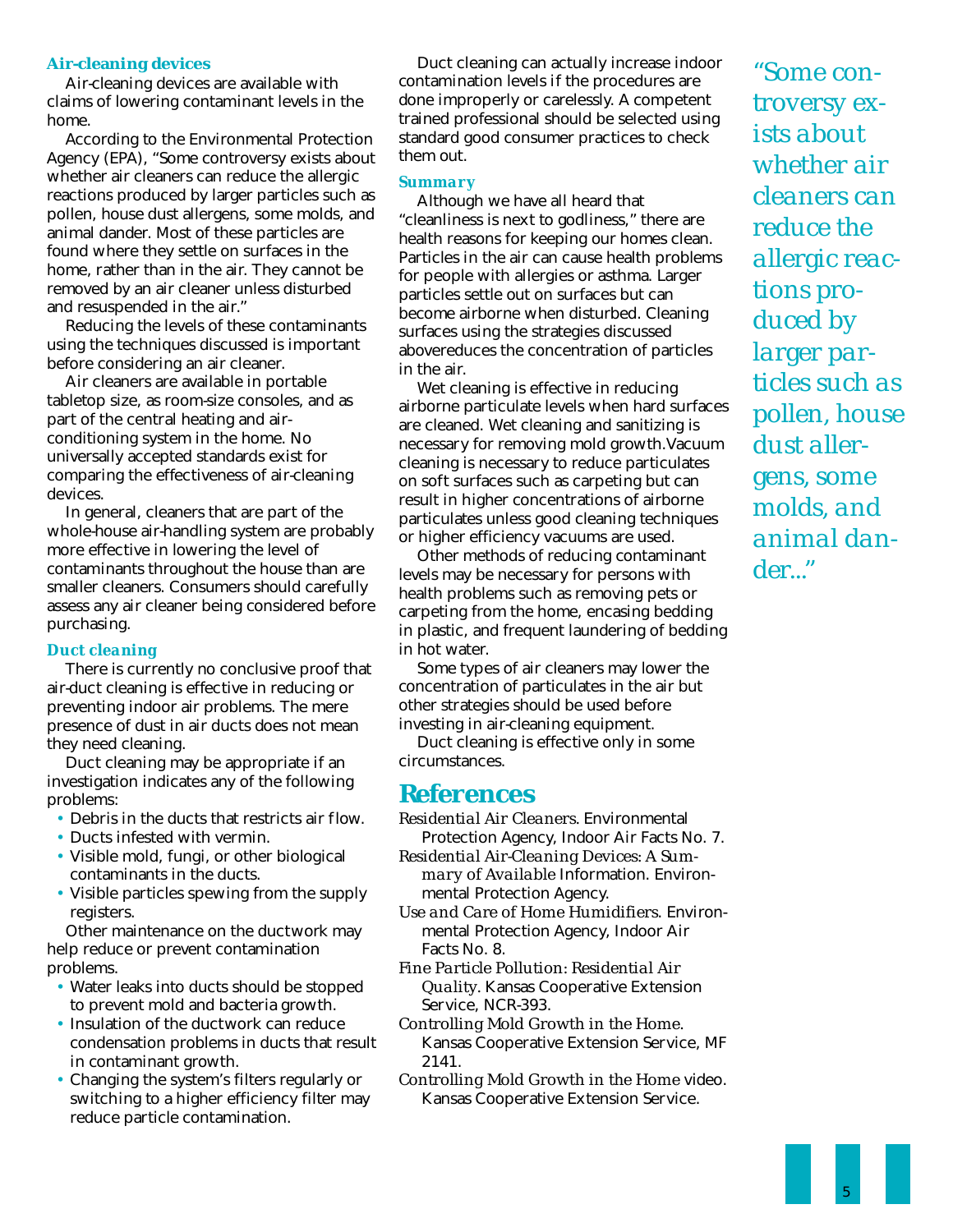### Air-cleaning devices

Air-cleaning devices are available with claims of lowering contaminant levels in the home.

According to the Environmental Protection Agency (EPA), "Some controversy exists about whether air cleaners can reduce the allergic reactions produced by larger particles such as pollen, house dust allergens, some molds, and animal dander. Most of these particles are found where they settle on surfaces in the home, rather than in the air. They cannot be removed by an air cleaner unless disturbed and resuspended in the air."

Reducing the levels of these contaminants using the techniques discussed is important before considering an air cleaner.

Air cleaners are available in portable tabletop size, as room-size consoles, and as part of the central heating and air-conditioning system in the home. No universally accepted standards exist for comparing the effectiveness of air-cleaning devices.

In general, cleaners that are part of the whole-house air-handling system are probably more effective in lowering the level of contaminants throughout the house than are smaller cleaners. Consumers should carefully assess any air cleaner being considered before purchasing.

### Duct cleaning

There is currently no conclusive proof that air-duct cleaning is effective in reducing or preventing indoor air problems. The mere presence of dust in air ducts does not mean they need cleaning.

Duct cleaning may be appropriate if an investigation indicates any of the following problems:

- Debris in the ducts that restricts air flow.
- Ducts infested with vermin.
- Visible mold, fungi, or other biological contaminants in the ducts.
- Visible particles spewing from the supply registers.

Other maintenance on the ductwork may help reduce or prevent contamination problems.

- Water leaks into ducts should be stopped to prevent mold and bacteria growth.
- Insulation of the ductwork can reduce condensation problems in ducts that result in contaminant growth.
- Changing the system's filters regularly or switching to a higher efficiency filter may reduce particle contamination.

Duct cleaning can actually increase indoor contamination levels if the procedures are done improperly or carelessly. A competent trained professional should be selected using standard good consumer practices to check them out.

### Summary

Although we have all heard that "cleanliness is next to godliness," there are health reasons for keeping our homes clean. Particles in the air can cause health problems for people with allergies or asthma. Larger particles settle out on surfaces but can become airborne when disturbed. Cleaning surfaces using the strategies discussed abovereduces the concentration of particles in the air.

Wet cleaning is effective in reducing airborne particulate levels when hard surfaces are cleaned. Wet cleaning and sanitizing is necessary for removing mold growth.Vacuum cleaning is necessary to reduce particulates on soft surfaces such as carpeting but can result in higher concentrations of airborne particulates unless good cleaning techniques or higher efficiency vacuums are used.

Other methods of reducing contaminant levels may be necessary for persons with health problems such as removing pets or carpeting from the home, encasing bedding in plastic, and frequent laundering of bedding in hot water.

Some types of air cleaners may lower the concentration of particulates in the air but other strategies should be used before investing in air-cleaning equipment.

Duct cleaning is effective only in some circumstances.

## References

*Residential Air Cleaners*. Environmental Protection Agency, Indoor Air Facts No. 7.

*Residential Air-Cleaning Devices: A Summary of Available Information*. Environmental Protection Agency.

*Use and Care of Home Humidifiers*. Environmental Protection Agency, Indoor Air Facts No. 8.

*Fine Particle Pollution: Residential Air Quality*. Kansas Cooperative Extension Service, NCR-393.

*Controlling Mold Growth in the Home*. Kansas Cooperative Extension Service, MF 2141.

*Controlling Mold Growth in the Home* video. Kansas Cooperative Extension Service.

*"Some controversy exists about whether air cleaners can reduce the allergic reactions produced by larger particles such as pollen, house dust allergens, some molds, and animal dander..."*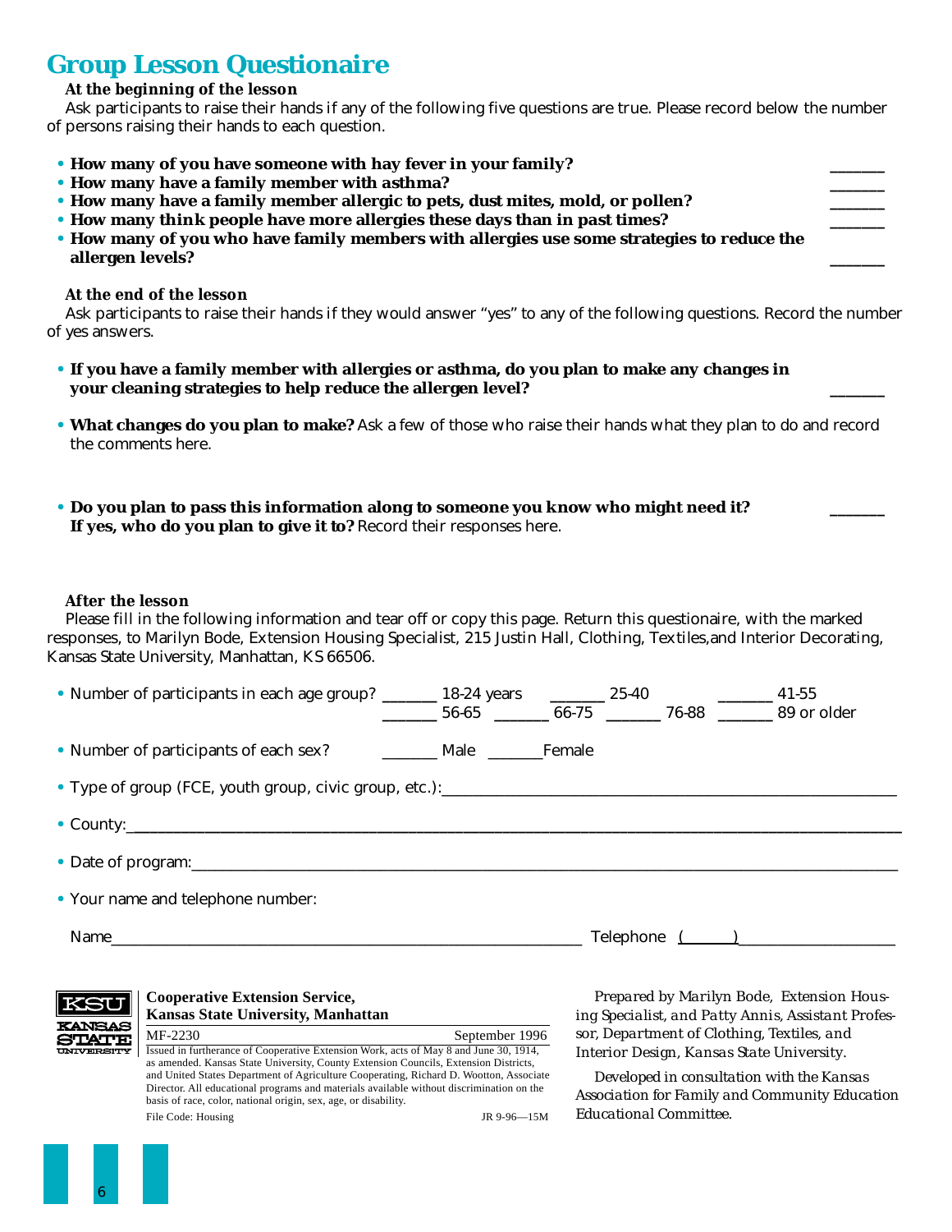# Group Lesson Questionaire

**At the beginning of the lesson**

Ask participants to raise their hands if any of the following five questions are true. Please record below the number of persons raising their hands to each question.

- **How many of you have someone with hay fever in your family?** _______
- **How many have a family member with asthma?** _______
- **How many have a family member allergic to pets, dust mites, mold, or pollen?** _______
- **How many think people have more allergies these days than in past times?** _______
- **How many of you who have family members with allergies use some strategies to reduce the allergen levels?** _______

**At the end of the lesson**

Ask participants to raise their hands if they would answer "yes" to any of the following questions. Record the number of yes answers.

- **If you have a family member with allergies or asthma, do you plan to make any changes in your cleaning strategies to help reduce the allergen level?** _______
- **What changes do you plan to make?** Ask a few of those who raise their hands what they plan to do and record the comments here.
- **Do you plan to pass this information along to someone you know who might need it?** _______
  **If yes, who do you plan to give it to?** Record their responses here.

**After the lesson**

Please fill in the following information and tear off or copy this page. Return this questionaire, with the marked responses, to Marilyn Bode, Extension Housing Specialist, 215 Justin Hall, Clothing, Textiles,and Interior Decorating, Kansas State University, Manhattan, KS 66506.

- Number of participants in each age group? _______ 18-24 years _______ 25-40 _______ 41-55 _______ 56-65 _______ 66-75 _______ 76-88 _______ 89 or older
- Number of participants of each sex? _______ Male _______ Female
- Type of group (FCE, youth group, civic group, etc.):_______________________________
- County:_______________________________
- Date of program:_______________________________
- Your name and telephone number:

  Name_______________________________ Telephone (______)_______________

**Cooperative Extension Service, Kansas State University, Manhattan**

MF-2230 September 1996

Issued in furtherance of Cooperative Extension Work, acts of May 8 and June 30, 1914, as amended. Kansas State University, County Extension Councils, Extension Districts, and United States Department of Agriculture Cooperating, Richard D. Wootton, Associate Director. All educational programs and materials available without discrimination on the basis of race, color, national origin, sex, age, or disability.

File Code: Housing JR 9-96—15M

*Prepared by Marilyn Bode, Extension Housing Specialist, and Patty Annis, Assistant Professor, Department of Clothing, Textiles, and Interior Design, Kansas State University.*

*Developed in consultation with the Kansas Association for Family and Community Education Educational Committee.*